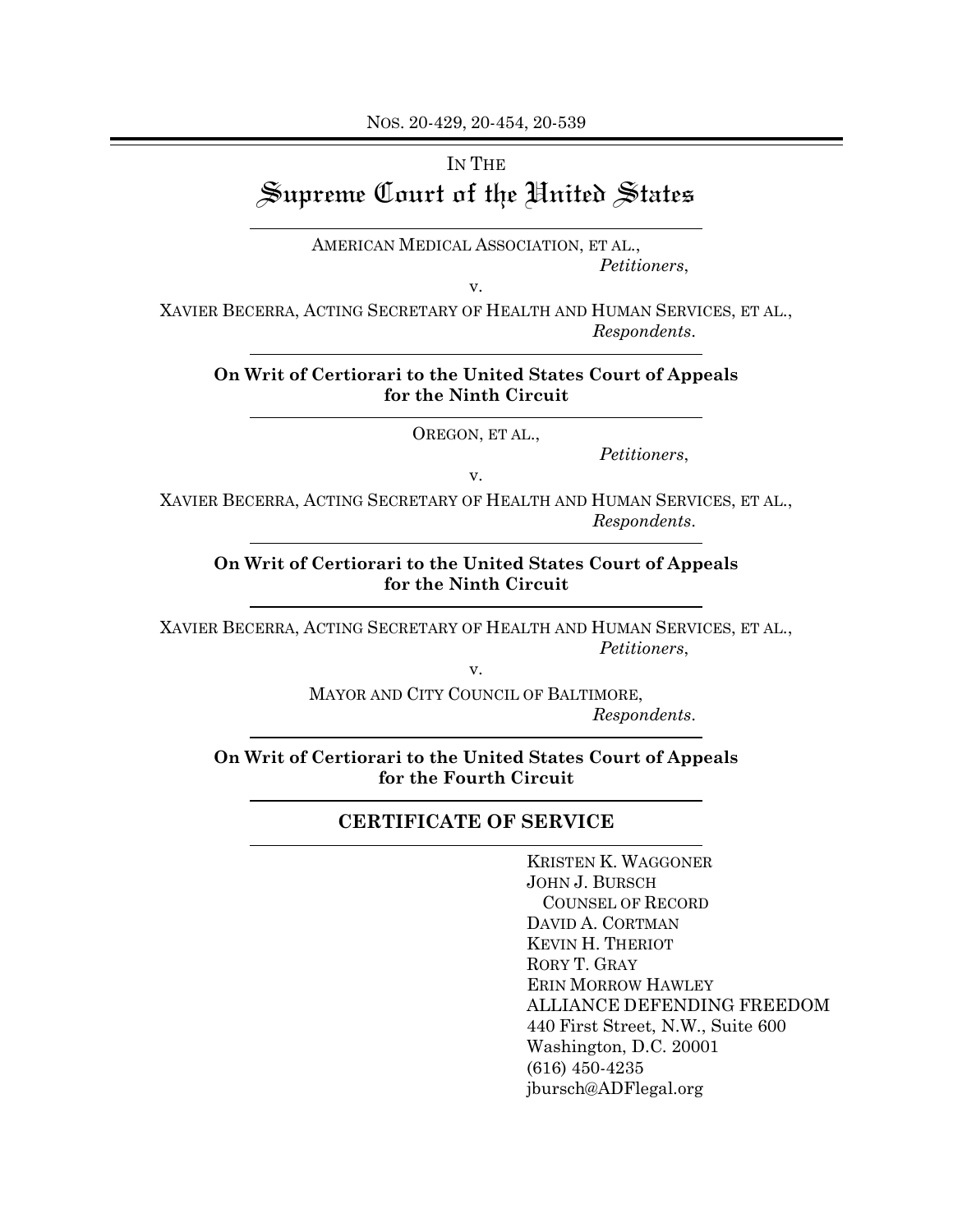NOS. 20-429, 20-454, 20-539

IN THE

# Supreme Court of the United States

AMERICAN MEDICAL ASSOCIATION, ET AL.,
*Petitioners*,

v.

XAVIER BECERRA, ACTING SECRETARY OF HEALTH AND HUMAN SERVICES, ET AL.,
*Respondents*.

**On Writ of Certiorari to the United States Court of Appeals for the Ninth Circuit**

OREGON, ET AL.,
*Petitioners*,

v.

XAVIER BECERRA, ACTING SECRETARY OF HEALTH AND HUMAN SERVICES, ET AL.,
*Respondents*.

**On Writ of Certiorari to the United States Court of Appeals for the Ninth Circuit**

XAVIER BECERRA, ACTING SECRETARY OF HEALTH AND HUMAN SERVICES, ET AL.,
*Petitioners*,

v.

MAYOR AND CITY COUNCIL OF BALTIMORE,
*Respondents*.

**On Writ of Certiorari to the United States Court of Appeals for the Fourth Circuit**

## CERTIFICATE OF SERVICE

KRISTEN K. WAGGONER
JOHN J. BURSCH
COUNSEL OF RECORD
DAVID A. CORTMAN
KEVIN H. THERIOT
RORY T. GRAY
ERIN MORROW HAWLEY
ALLIANCE DEFENDING FREEDOM
440 First Street, N.W., Suite 600
Washington, D.C. 20001
(616) 450-4235
jbursch@ADFlegal.org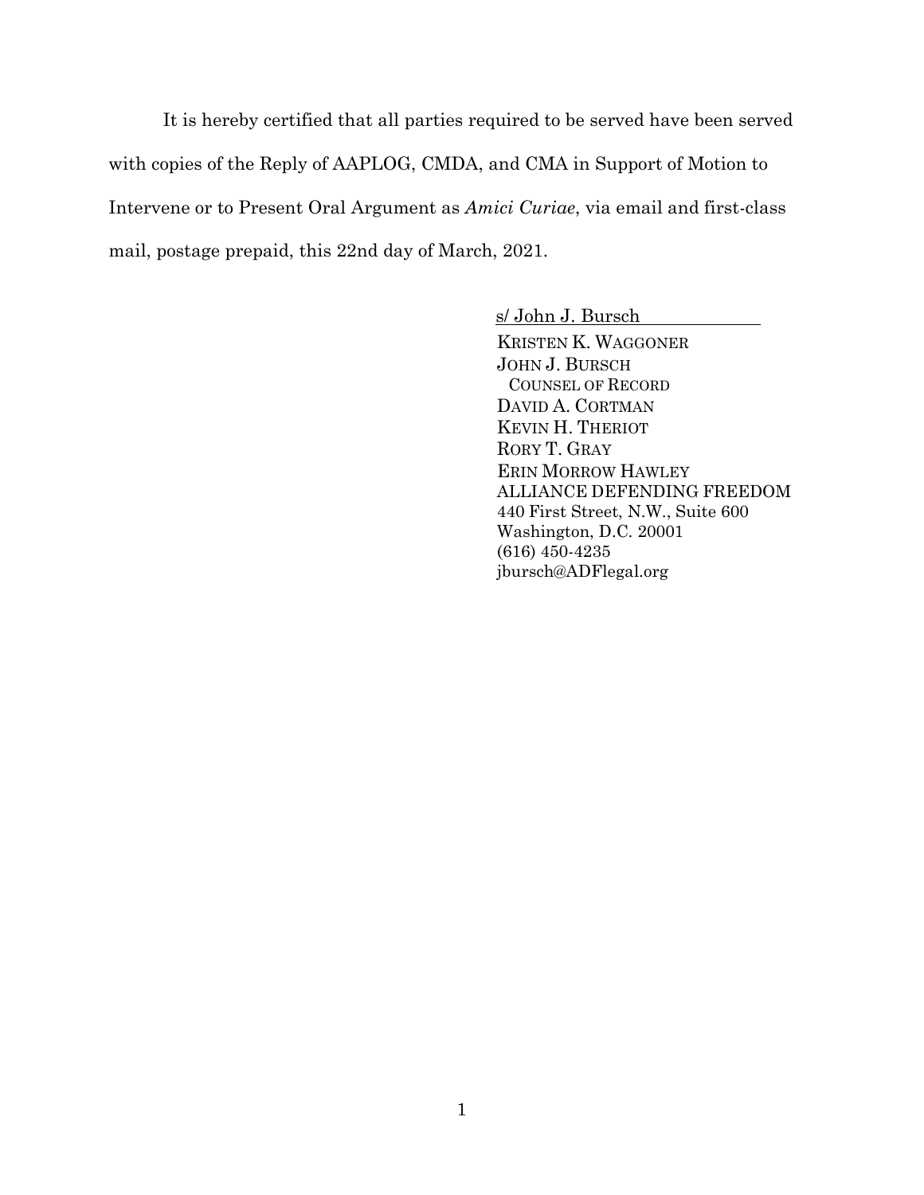It is hereby certified that all parties required to be served have been served with copies of the Reply of AAPLOG, CMDA, and CMA in Support of Motion to Intervene or to Present Oral Argument as *Amici Curiae*, via email and first-class mail, postage prepaid, this 22nd day of March, 2021.

s/ John J. Bursch

KRISTEN K. WAGGONER
JOHN J. BURSCH
COUNSEL OF RECORD
DAVID A. CORTMAN
KEVIN H. THERIOT
RORY T. GRAY
ERIN MORROW HAWLEY
ALLIANCE DEFENDING FREEDOM
440 First Street, N.W., Suite 600
Washington, D.C. 20001
(616) 450-4235
jbursch@ADFlegal.org